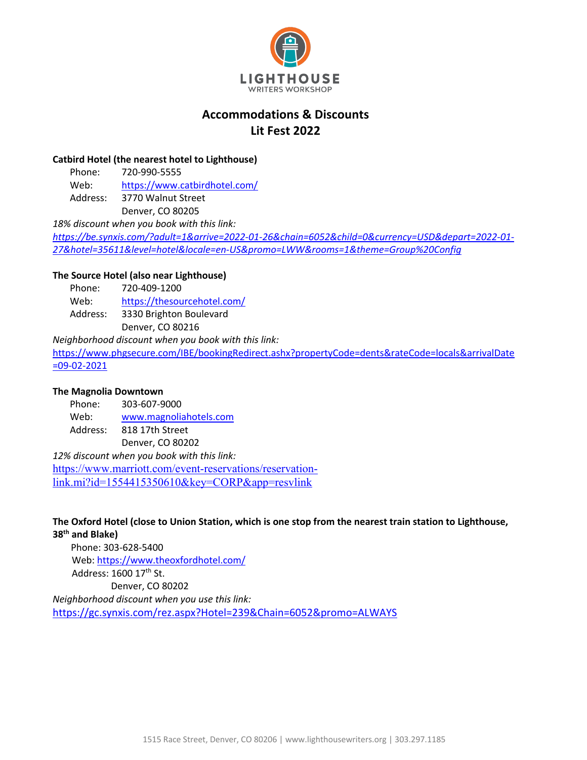LIGHTHOUSE
WRITERS WORKSHOP

# Accommodations & Discounts
# Lit Fest 2022

**Catbird Hotel (the nearest hotel to Lighthouse)**

Phone: 720-990-5555
Web: https://www.catbirdhotel.com/
Address: 3770 Walnut Street
Denver, CO 80205

*18% discount when you book with this link:*
*https://be.synxis.com/?adult=1&arrive=2022-01-26&chain=6052&child=0&currency=USD&depart=2022-01-27&hotel=35611&level=hotel&locale=en-US&promo=LWW&rooms=1&theme=Group%20Config*

**The Source Hotel (also near Lighthouse)**

Phone: 720-409-1200
Web: https://thesourcehotel.com/
Address: 3330 Brighton Boulevard
Denver, CO 80216

*Neighborhood discount when you book with this link:*
https://www.phgsecure.com/IBE/bookingRedirect.ashx?propertyCode=dents&rateCode=locals&arrivalDate=09-02-2021

**The Magnolia Downtown**

Phone: 303-607-9000
Web: www.magnoliahotels.com
Address: 818 17th Street
Denver, CO 80202

*12% discount when you book with this link:*
https://www.marriott.com/event-reservations/reservation-link.mi?id=1554415350610&key=CORP&app=resvlink

**The Oxford Hotel (close to Union Station, which is one stop from the nearest train station to Lighthouse, 38th and Blake)**

Phone: 303-628-5400
Web: https://www.theoxfordhotel.com/
Address: 1600 17th St.
Denver, CO 80202

*Neighborhood discount when you use this link:*
https://gc.synxis.com/rez.aspx?Hotel=239&Chain=6052&promo=ALWAYS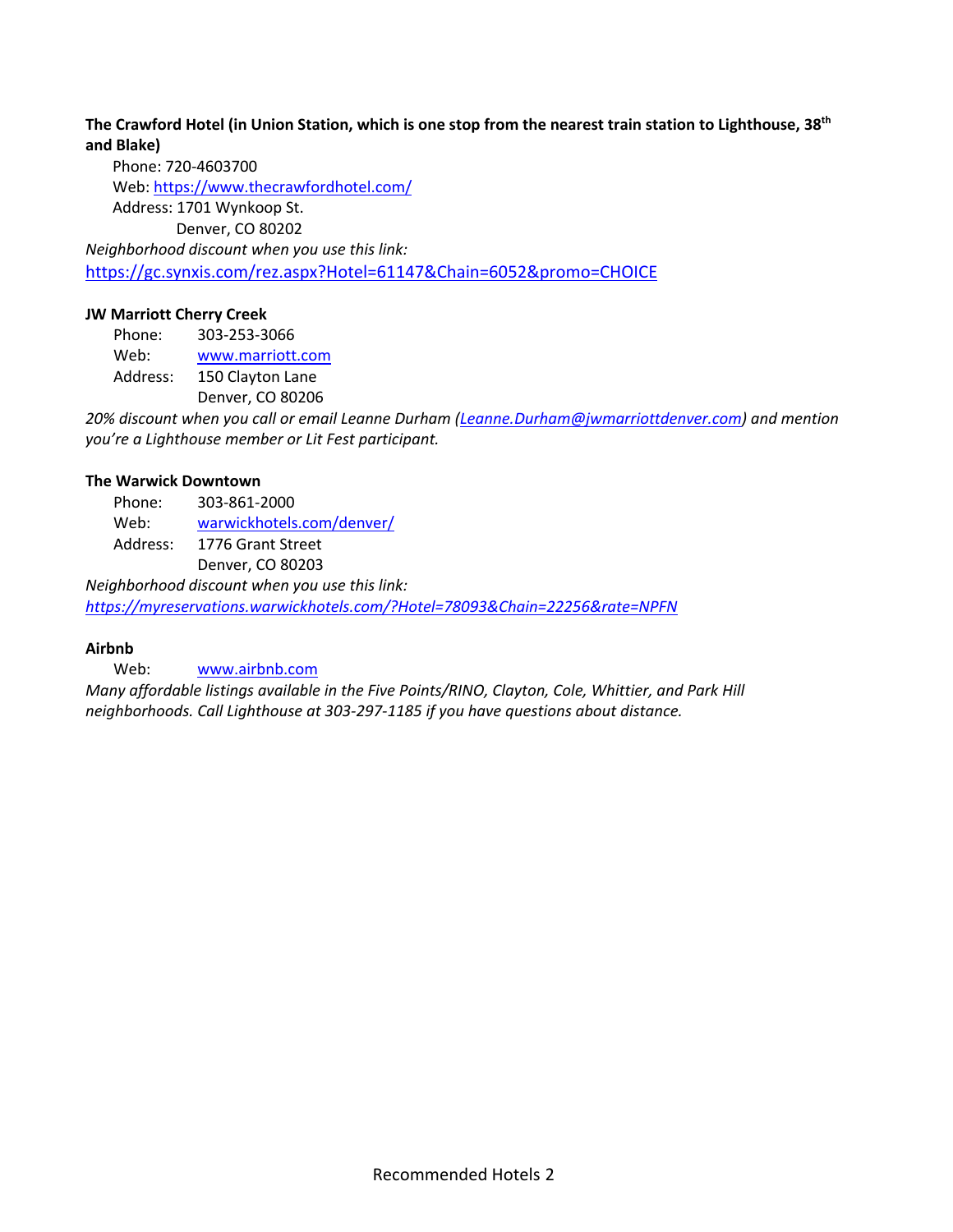**The Crawford Hotel (in Union Station, which is one stop from the nearest train station to Lighthouse, 38th and Blake)**

Phone: 720-4603700
Web: https://www.thecrawfordhotel.com/
Address: 1701 Wynkoop St.
Denver, CO 80202

*Neighborhood discount when you use this link:*
https://gc.synxis.com/rez.aspx?Hotel=61147&Chain=6052&promo=CHOICE

**JW Marriott Cherry Creek**

Phone: 303-253-3066
Web: www.marriott.com
Address: 150 Clayton Lane
Denver, CO 80206

*20% discount when you call or email Leanne Durham (Leanne.Durham@jwmarriottdenver.com) and mention you're a Lighthouse member or Lit Fest participant.*

**The Warwick Downtown**

Phone: 303-861-2000
Web: warwickhotels.com/denver/
Address: 1776 Grant Street
Denver, CO 80203

*Neighborhood discount when you use this link:*
*https://myreservations.warwickhotels.com/?Hotel=78093&Chain=22256&rate=NPFN*

**Airbnb**

Web: www.airbnb.com

*Many affordable listings available in the Five Points/RINO, Clayton, Cole, Whittier, and Park Hill neighborhoods. Call Lighthouse at 303-297-1185 if you have questions about distance.*